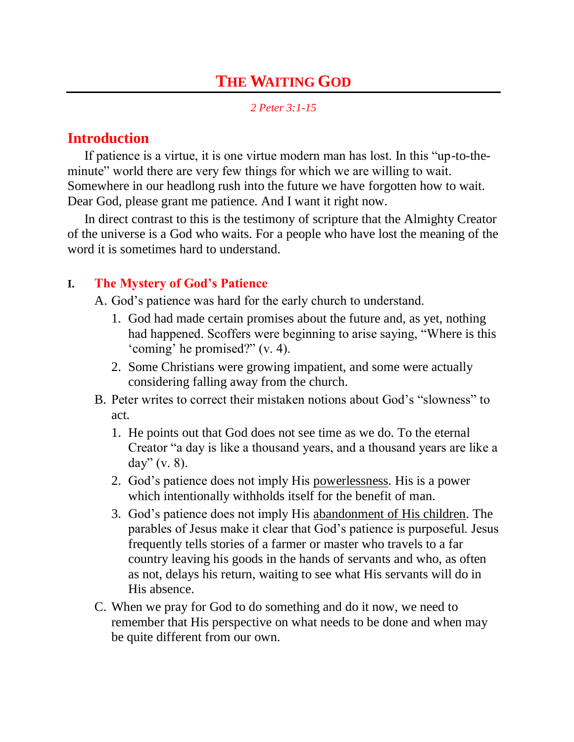# THE WAITING GOD

*2 Peter 3:1-15*

## Introduction

If patience is a virtue, it is one virtue modern man has lost. In this "up-to-the-minute" world there are very few things for which we are willing to wait. Somewhere in our headlong rush into the future we have forgotten how to wait. Dear God, please grant me patience. And I want it right now.

In direct contrast to this is the testimony of scripture that the Almighty Creator of the universe is a God who waits. For a people who have lost the meaning of the word it is sometimes hard to understand.

### I. The Mystery of God's Patience

A. God's patience was hard for the early church to understand.

1. God had made certain promises about the future and, as yet, nothing had happened. Scoffers were beginning to arise saying, "Where is this 'coming' he promised?" (v. 4).
2. Some Christians were growing impatient, and some were actually considering falling away from the church.

B. Peter writes to correct their mistaken notions about God's "slowness" to act.

1. He points out that God does not see time as we do. To the eternal Creator "a day is like a thousand years, and a thousand years are like a day" (v. 8).
2. God's patience does not imply His <u>powerlessness</u>. His is a power which intentionally withholds itself for the benefit of man.
3. God's patience does not imply His <u>abandonment of His children</u>. The parables of Jesus make it clear that God's patience is purposeful. Jesus frequently tells stories of a farmer or master who travels to a far country leaving his goods in the hands of servants and who, as often as not, delays his return, waiting to see what His servants will do in His absence.

C. When we pray for God to do something and do it now, we need to remember that His perspective on what needs to be done and when may be quite different from our own.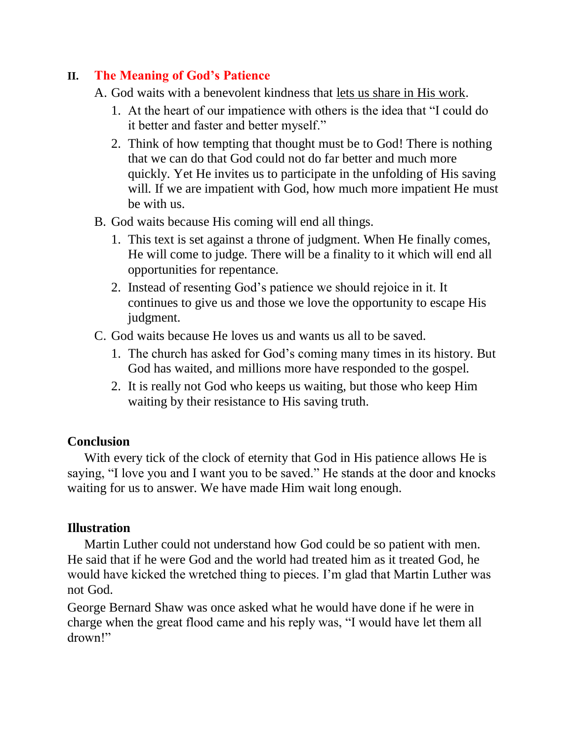## II. The Meaning of God's Patience

A. God waits with a benevolent kindness that <u>lets us share in His work</u>.

1. At the heart of our impatience with others is the idea that "I could do it better and faster and better myself."
2. Think of how tempting that thought must be to God! There is nothing that we can do that God could not do far better and much more quickly. Yet He invites us to participate in the unfolding of His saving will. If we are impatient with God, how much more impatient He must be with us.

B. God waits because His coming will end all things.

1. This text is set against a throne of judgment. When He finally comes, He will come to judge. There will be a finality to it which will end all opportunities for repentance.
2. Instead of resenting God's patience we should rejoice in it. It continues to give us and those we love the opportunity to escape His judgment.

C. God waits because He loves us and wants us all to be saved.

1. The church has asked for God's coming many times in its history. But God has waited, and millions more have responded to the gospel.
2. It is really not God who keeps us waiting, but those who keep Him waiting by their resistance to His saving truth.

### Conclusion

With every tick of the clock of eternity that God in His patience allows He is saying, "I love you and I want you to be saved." He stands at the door and knocks waiting for us to answer. We have made Him wait long enough.

### Illustration

Martin Luther could not understand how God could be so patient with men. He said that if he were God and the world had treated him as it treated God, he would have kicked the wretched thing to pieces. I'm glad that Martin Luther was not God.

George Bernard Shaw was once asked what he would have done if he were in charge when the great flood came and his reply was, "I would have let them all drown!"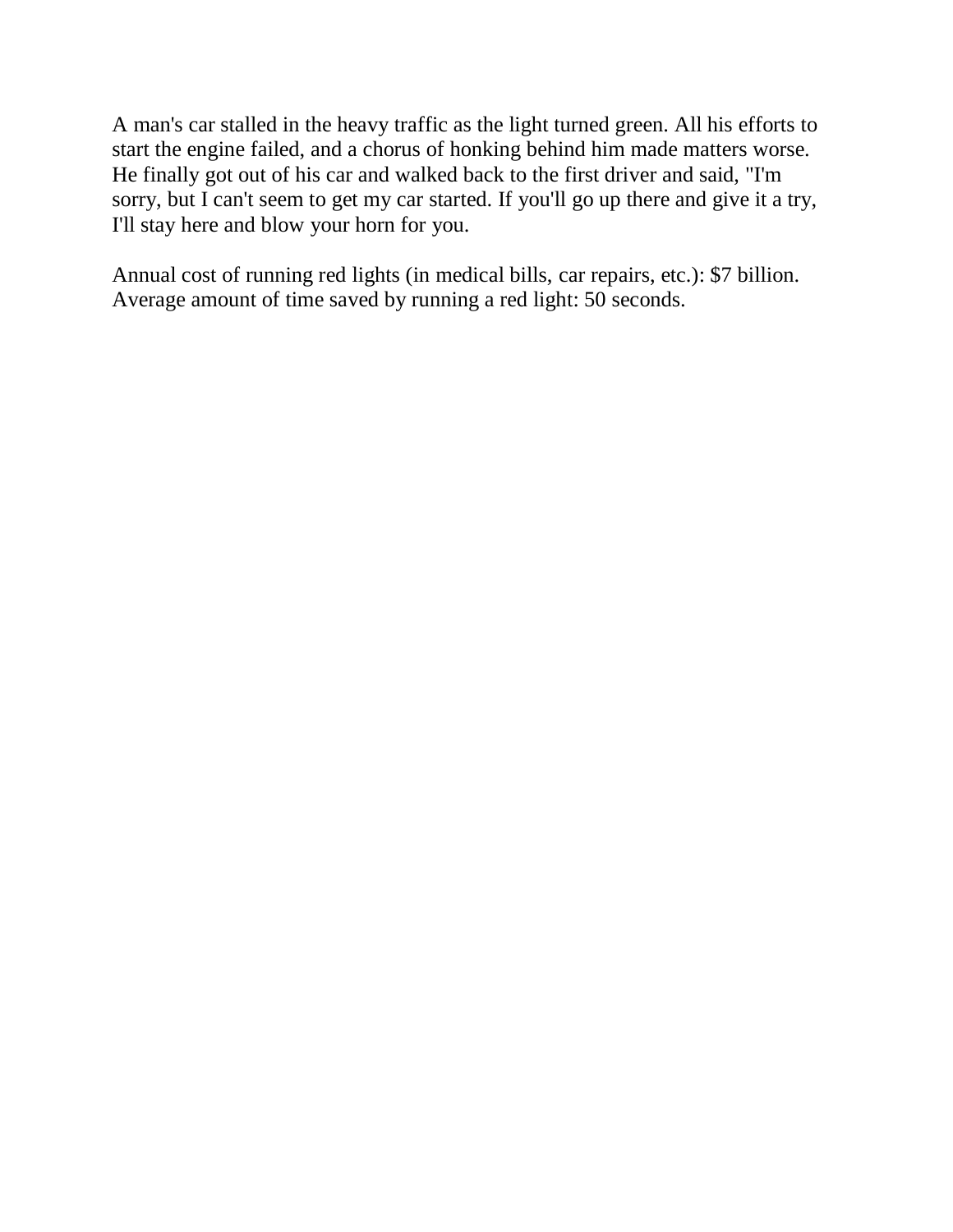A man's car stalled in the heavy traffic as the light turned green. All his efforts to start the engine failed, and a chorus of honking behind him made matters worse. He finally got out of his car and walked back to the first driver and said, "I'm sorry, but I can't seem to get my car started. If you'll go up there and give it a try, I'll stay here and blow your horn for you.

Annual cost of running red lights (in medical bills, car repairs, etc.): $7 billion.
Average amount of time saved by running a red light: 50 seconds.